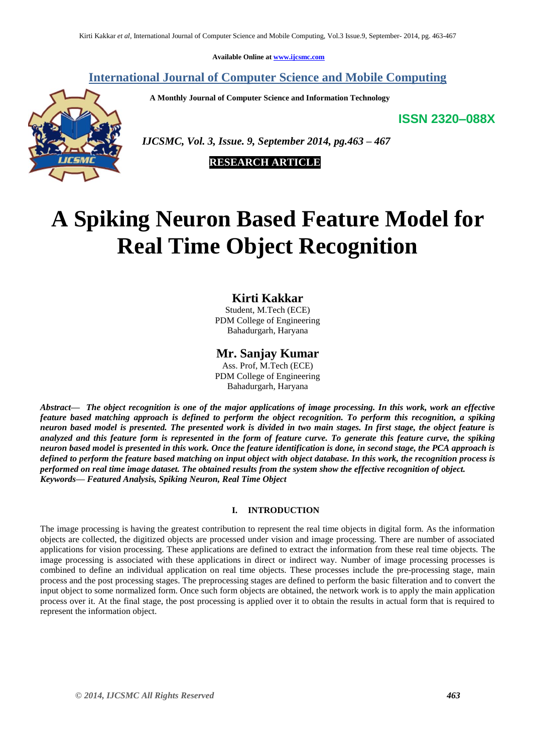Available Online at www.ijcsmc.com

**International Journal of Computer Science and Mobile Computing**

**A Monthly Journal of Computer Science and Information Technology**

**ISSN 2320–088X**

***IJCSMC, Vol. 3, Issue. 9, September 2014, pg.463 – 467***

**RESEARCH ARTICLE**

# A Spiking Neuron Based Feature Model for Real Time Object Recognition

**Kirti Kakkar**
Student, M.Tech (ECE)
PDM College of Engineering
Bahadurgarh, Haryana

**Mr. Sanjay Kumar**
Ass. Prof, M.Tech (ECE)
PDM College of Engineering
Bahadurgarh, Haryana

***Abstract— The object recognition is one of the major applications of image processing. In this work, work an effective feature based matching approach is defined to perform the object recognition. To perform this recognition, a spiking neuron based model is presented. The presented work is divided in two main stages. In first stage, the object feature is analyzed and this feature form is represented in the form of feature curve. To generate this feature curve, the spiking neuron based model is presented in this work. Once the feature identification is done, in second stage, the PCA approach is defined to perform the feature based matching on input object with object database. In this work, the recognition process is performed on real time image dataset. The obtained results from the system show the effective recognition of object.***

***Keywords— Featured Analysis, Spiking Neuron, Real Time Object***

## I. INTRODUCTION

The image processing is having the greatest contribution to represent the real time objects in digital form. As the information objects are collected, the digitized objects are processed under vision and image processing. There are number of associated applications for vision processing. These applications are defined to extract the information from these real time objects. The image processing is associated with these applications in direct or indirect way. Number of image processing processes is combined to define an individual application on real time objects. These processes include the pre-processing stage, main process and the post processing stages. The preprocessing stages are defined to perform the basic filteration and to convert the input object to some normalized form. Once such form objects are obtained, the network work is to apply the main application process over it. At the final stage, the post processing is applied over it to obtain the results in actual form that is required to represent the information object.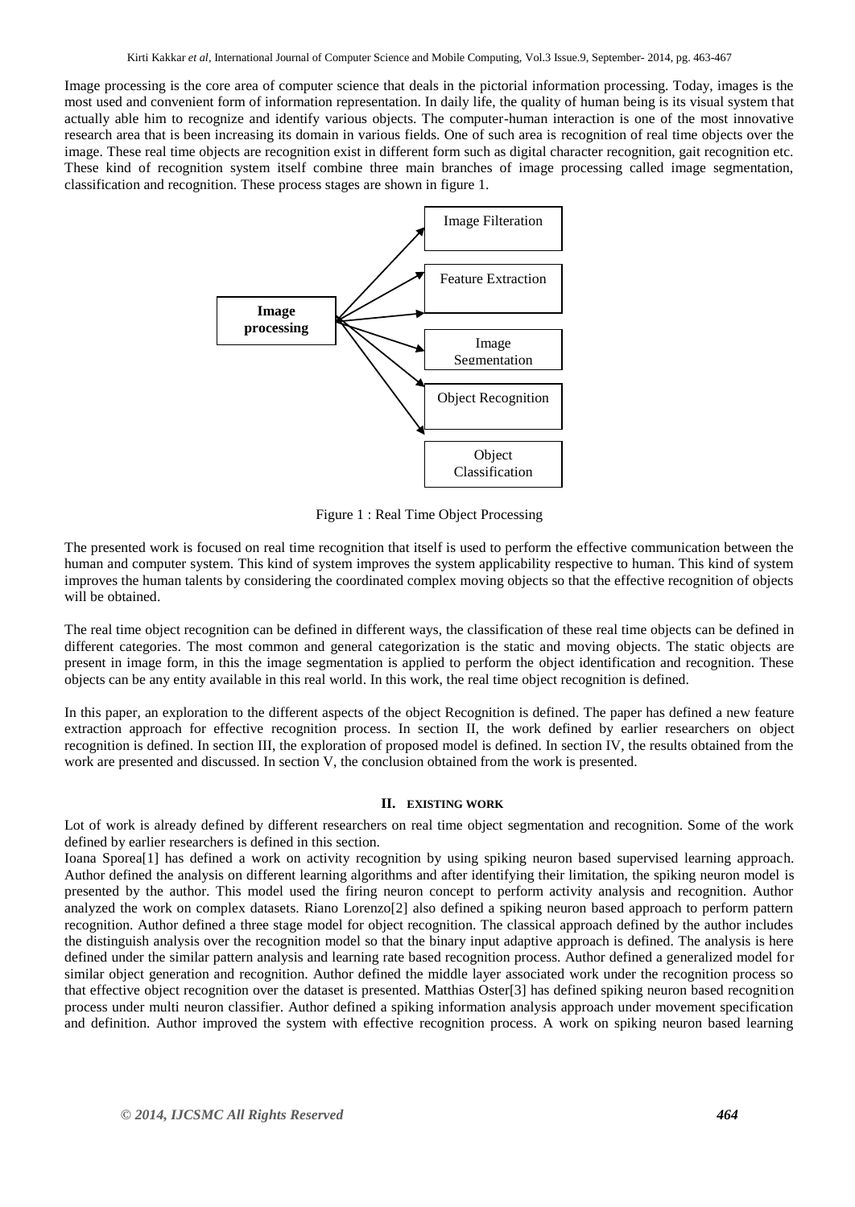Image processing is the core area of computer science that deals in the pictorial information processing. Today, images is the most used and convenient form of information representation. In daily life, the quality of human being is its visual system that actually able him to recognize and identify various objects. The computer-human interaction is one of the most innovative research area that is been increasing its domain in various fields. One of such area is recognition of real time objects over the image. These real time objects are recognition exist in different form such as digital character recognition, gait recognition etc. These kind of recognition system itself combine three main branches of image processing called image segmentation, classification and recognition. These process stages are shown in figure 1.

Image processing → Image Filteration; Feature Extraction; Image Segmentation; Object Recognition; Object Classification

Figure 1 : Real Time Object Processing

The presented work is focused on real time recognition that itself is used to perform the effective communication between the human and computer system. This kind of system improves the system applicability respective to human. This kind of system improves the human talents by considering the coordinated complex moving objects so that the effective recognition of objects will be obtained.

The real time object recognition can be defined in different ways, the classification of these real time objects can be defined in different categories. The most common and general categorization is the static and moving objects. The static objects are present in image form, in this the image segmentation is applied to perform the object identification and recognition. These objects can be any entity available in this real world. In this work, the real time object recognition is defined.

In this paper, an exploration to the different aspects of the object Recognition is defined. The paper has defined a new feature extraction approach for effective recognition process. In section II, the work defined by earlier researchers on object recognition is defined. In section III, the exploration of proposed model is defined. In section IV, the results obtained from the work are presented and discussed. In section V, the conclusion obtained from the work is presented.

## II. EXISTING WORK

Lot of work is already defined by different researchers on real time object segmentation and recognition. Some of the work defined by earlier researchers is defined in this section.

Ioana Sporea[1] has defined a work on activity recognition by using spiking neuron based supervised learning approach. Author defined the analysis on different learning algorithms and after identifying their limitation, the spiking neuron model is presented by the author. This model used the firing neuron concept to perform activity analysis and recognition. Author analyzed the work on complex datasets. Riano Lorenzo[2] also defined a spiking neuron based approach to perform pattern recognition. Author defined a three stage model for object recognition. The classical approach defined by the author includes the distinguish analysis over the recognition model so that the binary input adaptive approach is defined. The analysis is here defined under the similar pattern analysis and learning rate based recognition process. Author defined a generalized model for similar object generation and recognition. Author defined the middle layer associated work under the recognition process so that effective object recognition over the dataset is presented. Matthias Oster[3] has defined spiking neuron based recognition process under multi neuron classifier. Author defined a spiking information analysis approach under movement specification and definition. Author improved the system with effective recognition process. A work on spiking neuron based learning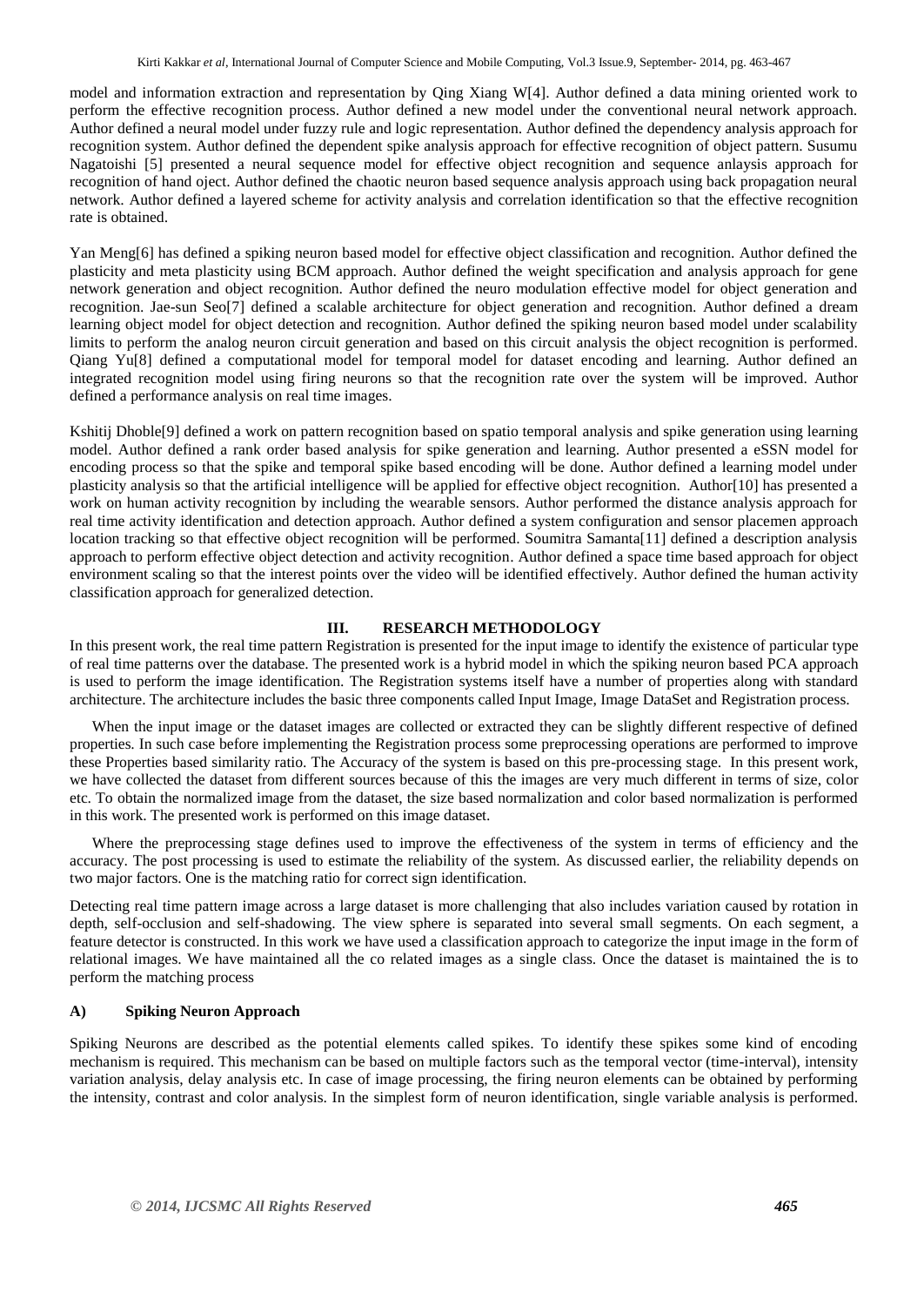model and information extraction and representation by Qing Xiang W[4]. Author defined a data mining oriented work to perform the effective recognition process. Author defined a new model under the conventional neural network approach. Author defined a neural model under fuzzy rule and logic representation. Author defined the dependency analysis approach for recognition system. Author defined the dependent spike analysis approach for effective recognition of object pattern. Susumu Nagatoishi [5] presented a neural sequence model for effective object recognition and sequence anlaysis approach for recognition of hand oject. Author defined the chaotic neuron based sequence analysis approach using back propagation neural network. Author defined a layered scheme for activity analysis and correlation identification so that the effective recognition rate is obtained.

Yan Meng[6] has defined a spiking neuron based model for effective object classification and recognition. Author defined the plasticity and meta plasticity using BCM approach. Author defined the weight specification and analysis approach for gene network generation and object recognition. Author defined the neuro modulation effective model for object generation and recognition. Jae-sun Seo[7] defined a scalable architecture for object generation and recognition. Author defined a dream learning object model for object detection and recognition. Author defined the spiking neuron based model under scalability limits to perform the analog neuron circuit generation and based on this circuit analysis the object recognition is performed. Qiang Yu[8] defined a computational model for temporal model for dataset encoding and learning. Author defined an integrated recognition model using firing neurons so that the recognition rate over the system will be improved. Author defined a performance analysis on real time images.

Kshitij Dhoble[9] defined a work on pattern recognition based on spatio temporal analysis and spike generation using learning model. Author defined a rank order based analysis for spike generation and learning. Author presented a eSSN model for encoding process so that the spike and temporal spike based encoding will be done. Author defined a learning model under plasticity analysis so that the artificial intelligence will be applied for effective object recognition. Author[10] has presented a work on human activity recognition by including the wearable sensors. Author performed the distance analysis approach for real time activity identification and detection approach. Author defined a system configuration and sensor placemen approach location tracking so that effective object recognition will be performed. Soumitra Samanta[11] defined a description analysis approach to perform effective object detection and activity recognition. Author defined a space time based approach for object environment scaling so that the interest points over the video will be identified effectively. Author defined the human activity classification approach for generalized detection.

## III. RESEARCH METHODOLOGY

In this present work, the real time pattern Registration is presented for the input image to identify the existence of particular type of real time patterns over the database. The presented work is a hybrid model in which the spiking neuron based PCA approach is used to perform the image identification. The Registration systems itself have a number of properties along with standard architecture. The architecture includes the basic three components called Input Image, Image DataSet and Registration process.

When the input image or the dataset images are collected or extracted they can be slightly different respective of defined properties. In such case before implementing the Registration process some preprocessing operations are performed to improve these Properties based similarity ratio. The Accuracy of the system is based on this pre-processing stage. In this present work, we have collected the dataset from different sources because of this the images are very much different in terms of size, color etc. To obtain the normalized image from the dataset, the size based normalization and color based normalization is performed in this work. The presented work is performed on this image dataset.

Where the preprocessing stage defines used to improve the effectiveness of the system in terms of efficiency and the accuracy. The post processing is used to estimate the reliability of the system. As discussed earlier, the reliability depends on two major factors. One is the matching ratio for correct sign identification.

Detecting real time pattern image across a large dataset is more challenging that also includes variation caused by rotation in depth, self-occlusion and self-shadowing. The view sphere is separated into several small segments. On each segment, a feature detector is constructed. In this work we have used a classification approach to categorize the input image in the form of relational images. We have maintained all the co related images as a single class. Once the dataset is maintained the is to perform the matching process

### A) Spiking Neuron Approach

Spiking Neurons are described as the potential elements called spikes. To identify these spikes some kind of encoding mechanism is required. This mechanism can be based on multiple factors such as the temporal vector (time-interval), intensity variation analysis, delay analysis etc. In case of image processing, the firing neuron elements can be obtained by performing the intensity, contrast and color analysis. In the simplest form of neuron identification, single variable analysis is performed.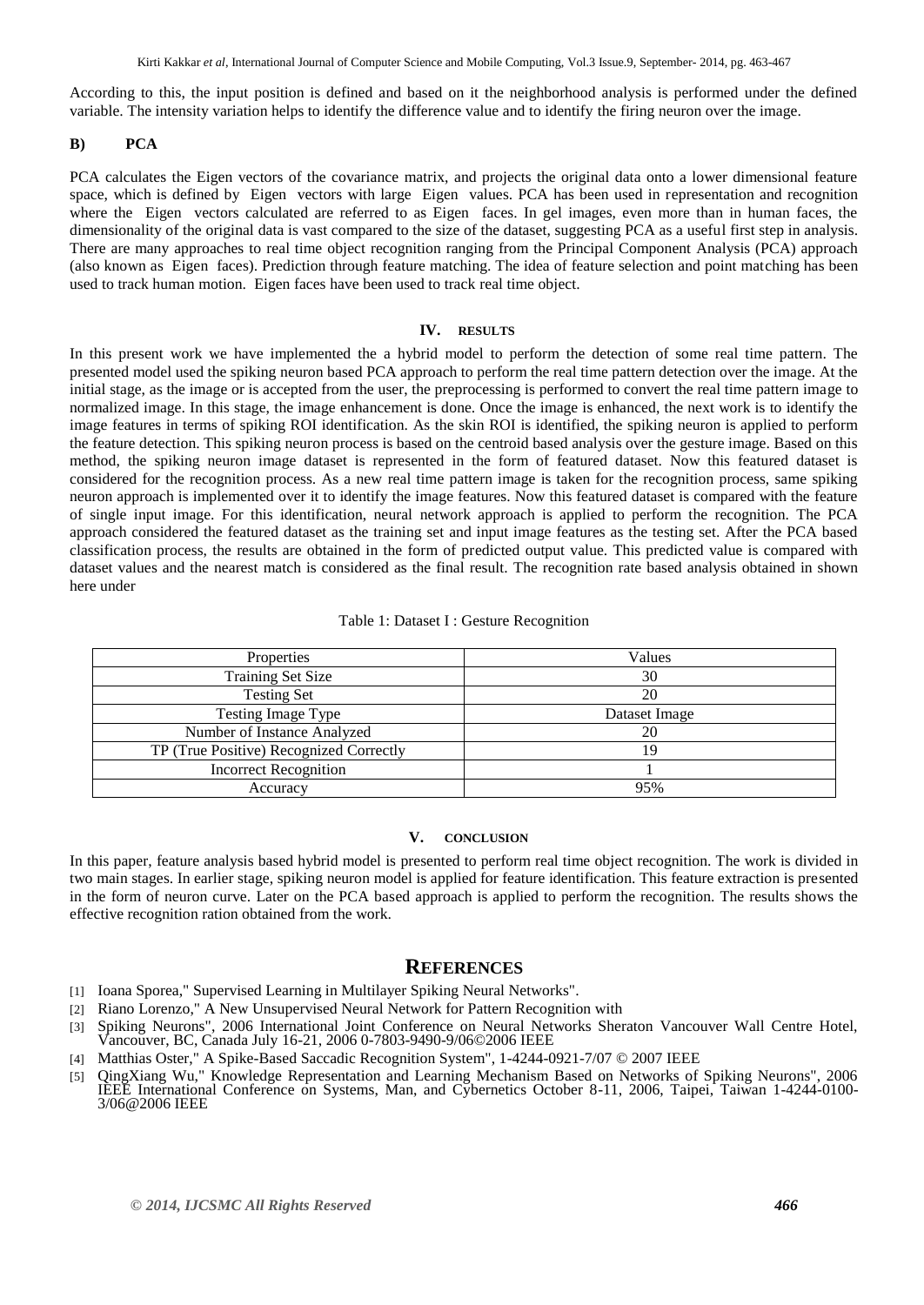According to this, the input position is defined and based on it the neighborhood analysis is performed under the defined variable. The intensity variation helps to identify the difference value and to identify the firing neuron over the image.

### B) PCA

PCA calculates the Eigen vectors of the covariance matrix, and projects the original data onto a lower dimensional feature space, which is defined by Eigen vectors with large Eigen values. PCA has been used in representation and recognition where the Eigen vectors calculated are referred to as Eigen faces. In gel images, even more than in human faces, the dimensionality of the original data is vast compared to the size of the dataset, suggesting PCA as a useful first step in analysis. There are many approaches to real time object recognition ranging from the Principal Component Analysis (PCA) approach (also known as Eigen faces). Prediction through feature matching. The idea of feature selection and point matching has been used to track human motion. Eigen faces have been used to track real time object.

## IV. RESULTS

In this present work we have implemented the a hybrid model to perform the detection of some real time pattern. The presented model used the spiking neuron based PCA approach to perform the real time pattern detection over the image. At the initial stage, as the image or is accepted from the user, the preprocessing is performed to convert the real time pattern image to normalized image. In this stage, the image enhancement is done. Once the image is enhanced, the next work is to identify the image features in terms of spiking ROI identification. As the skin ROI is identified, the spiking neuron is applied to perform the feature detection. This spiking neuron process is based on the centroid based analysis over the gesture image. Based on this method, the spiking neuron image dataset is represented in the form of featured dataset. Now this featured dataset is considered for the recognition process. As a new real time pattern image is taken for the recognition process, same spiking neuron approach is implemented over it to identify the image features. Now this featured dataset is compared with the feature of single input image. For this identification, neural network approach is applied to perform the recognition. The PCA approach considered the featured dataset as the training set and input image features as the testing set. After the PCA based classification process, the results are obtained in the form of predicted output value. This predicted value is compared with dataset values and the nearest match is considered as the final result. The recognition rate based analysis obtained in shown here under

Table 1: Dataset I : Gesture Recognition

| Properties | Values |
|---|---|
| Training Set Size | 30 |
| Testing Set | 20 |
| Testing Image Type | Dataset Image |
| Number of Instance Analyzed | 20 |
| TP (True Positive) Recognized Correctly | 19 |
| Incorrect Recognition | 1 |
| Accuracy | 95% |

## V. CONCLUSION

In this paper, feature analysis based hybrid model is presented to perform real time object recognition. The work is divided in two main stages. In earlier stage, spiking neuron model is applied for feature identification. This feature extraction is presented in the form of neuron curve. Later on the PCA based approach is applied to perform the recognition. The results shows the effective recognition ration obtained from the work.

## REFERENCES

[1] Ioana Sporea," Supervised Learning in Multilayer Spiking Neural Networks".

[2] Riano Lorenzo," A New Unsupervised Neural Network for Pattern Recognition with

[3] Spiking Neurons", 2006 International Joint Conference on Neural Networks Sheraton Vancouver Wall Centre Hotel, Vancouver, BC, Canada July 16-21, 2006 0-7803-9490-9/06©2006 IEEE

[4] Matthias Oster," A Spike-Based Saccadic Recognition System", 1-4244-0921-7/07 © 2007 IEEE

[5] QingXiang Wu," Knowledge Representation and Learning Mechanism Based on Networks of Spiking Neurons", 2006 IEEE International Conference on Systems, Man, and Cybernetics October 8-11, 2006, Taipei, Taiwan 1-4244-0100-3/06@2006 IEEE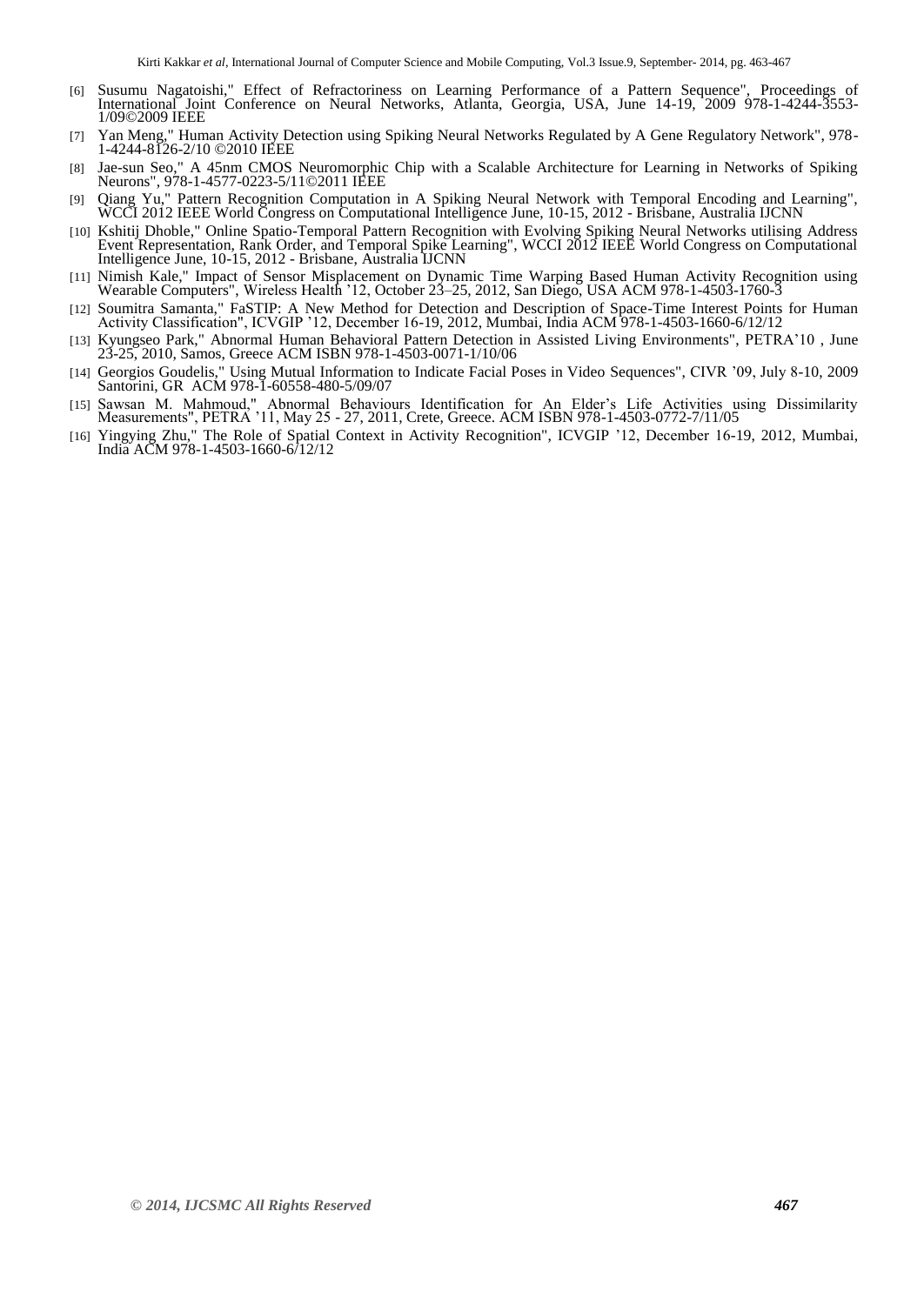[6] Susumu Nagatoishi," Effect of Refractoriness on Learning Performance of a Pattern Sequence", Proceedings of International Joint Conference on Neural Networks, Atlanta, Georgia, USA, June 14-19, 2009 978-1-4244-3553-1/09©2009 IEEE

[7] Yan Meng," Human Activity Detection using Spiking Neural Networks Regulated by A Gene Regulatory Network", 978-1-4244-8126-2/10 ©2010 IEEE

[8] Jae-sun Seo," A 45nm CMOS Neuromorphic Chip with a Scalable Architecture for Learning in Networks of Spiking Neurons", 978-1-4577-0223-5/11©2011 IEEE

[9] Qiang Yu," Pattern Recognition Computation in A Spiking Neural Network with Temporal Encoding and Learning", WCCI 2012 IEEE World Congress on Computational Intelligence June, 10-15, 2012 - Brisbane, Australia IJCNN

[10] Kshitij Dhoble," Online Spatio-Temporal Pattern Recognition with Evolving Spiking Neural Networks utilising Address Event Representation, Rank Order, and Temporal Spike Learning", WCCI 2012 IEEE World Congress on Computational Intelligence June, 10-15, 2012 - Brisbane, Australia IJCNN

[11] Nimish Kale," Impact of Sensor Misplacement on Dynamic Time Warping Based Human Activity Recognition using Wearable Computers", Wireless Health '12, October 23–25, 2012, San Diego, USA ACM 978-1-4503-1760-3

[12] Soumitra Samanta," FaSTIP: A New Method for Detection and Description of Space-Time Interest Points for Human Activity Classification", ICVGIP '12, December 16-19, 2012, Mumbai, India ACM 978-1-4503-1660-6/12/12

[13] Kyungseo Park," Abnormal Human Behavioral Pattern Detection in Assisted Living Environments", PETRA'10 , June 23-25, 2010, Samos, Greece ACM ISBN 978-1-4503-0071-1/10/06

[14] Georgios Goudelis," Using Mutual Information to Indicate Facial Poses in Video Sequences", CIVR '09, July 8-10, 2009 Santorini, GR ACM 978-1-60558-480-5/09/07

[15] Sawsan M. Mahmoud," Abnormal Behaviours Identification for An Elder's Life Activities using Dissimilarity Measurements", PETRA '11, May 25 - 27, 2011, Crete, Greece. ACM ISBN 978-1-4503-0772-7/11/05

[16] Yingying Zhu," The Role of Spatial Context in Activity Recognition", ICVGIP '12, December 16-19, 2012, Mumbai, India ACM 978-1-4503-1660-6/12/12